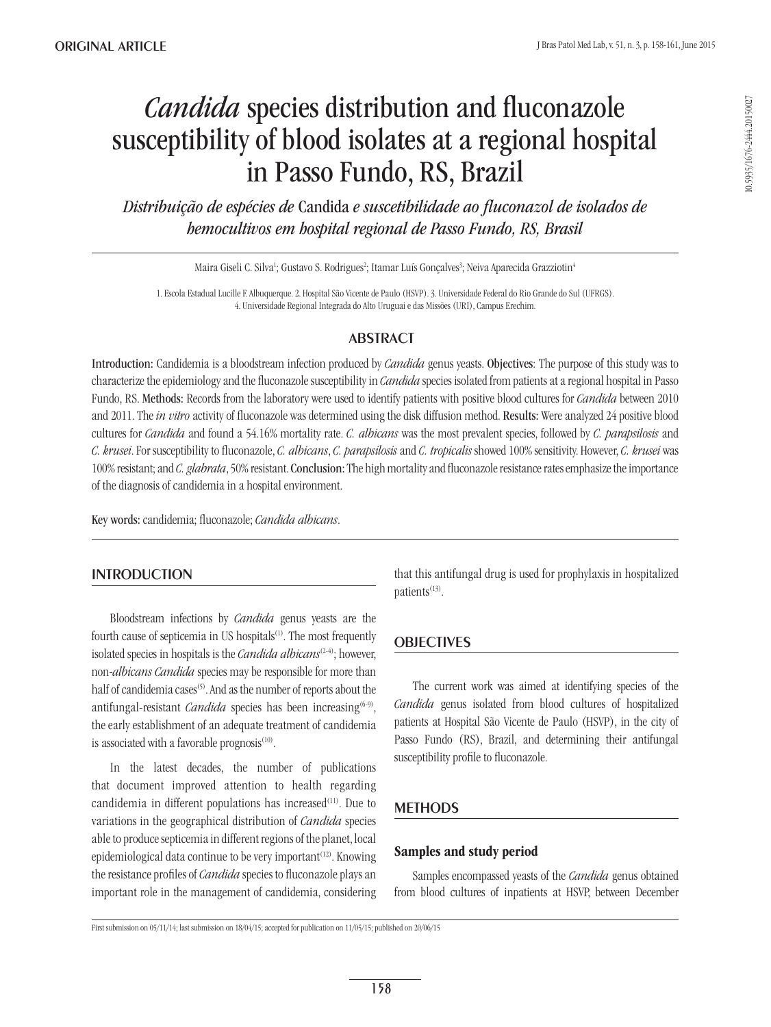ORIGINAL ARTICLE

# *Candida* species distribution and fluconazole susceptibility of blood isolates at a regional hospital in Passo Fundo, RS, Brazil

*Distribuição de espécies de* Candida *e suscetibilidade ao fluconazol de isolados de hemocultivos em hospital regional de Passo Fundo, RS, Brasil*

Maira Giseli C. Silva[1]; Gustavo S. Rodrigues[2]; Itamar Luís Gonçalves[3]; Neiva Aparecida Grazziotin[4]

1. Escola Estadual Lucille F. Albuquerque. 2. Hospital São Vicente de Paulo (HSVP). 3. Universidade Federal do Rio Grande do Sul (UFRGS). 4. Universidade Regional Integrada do Alto Uruguai e das Missões (URI), Campus Erechim.

## ABSTRACT

**Introduction:** Candidemia is a bloodstream infection produced by *Candida* genus yeasts. **Objectives**: The purpose of this study was to characterize the epidemiology and the fluconazole susceptibility in *Candida* species isolated from patients at a regional hospital in Passo Fundo, RS. **Methods:** Records from the laboratory were used to identify patients with positive blood cultures for *Candida* between 2010 and 2011. The *in vitro* activity of fluconazole was determined using the disk diffusion method. **Results:** Were analyzed 24 positive blood cultures for *Candida* and found a 54.16% mortality rate. *C. albicans* was the most prevalent species, followed by *C. parapsilosis* and *C. krusei*. For susceptibility to fluconazole, *C. albicans*, *C. parapsilosis* and *C. tropicalis* showed 100% sensitivity. However, *C. krusei* was 100% resistant; and *C. glabrata*, 50% resistant. **Conclusion:** The high mortality and fluconazole resistance rates emphasize the importance of the diagnosis of candidemia in a hospital environment.

**Key words:** candidemia; fluconazole; *Candida albicans*.

## INTRODUCTION

Bloodstream infections by *Candida* genus yeasts are the fourth cause of septicemia in US hospitals[1]. The most frequently isolated species in hospitals is the *Candida albicans*[2-4]; however, non-*albicans Candida* species may be responsible for more than half of candidemia cases[5]. And as the number of reports about the antifungal-resistant *Candida* species has been increasing[6-9], the early establishment of an adequate treatment of candidemia is associated with a favorable prognosis[10].

In the latest decades, the number of publications that document improved attention to health regarding candidemia in different populations has increased[11]. Due to variations in the geographical distribution of *Candida* species able to produce septicemia in different regions of the planet, local epidemiological data continue to be very important[12]. Knowing the resistance profiles of *Candida* species to fluconazole plays an important role in the management of candidemia, considering that this antifungal drug is used for prophylaxis in hospitalized patients[13].

## OBJECTIVES

The current work was aimed at identifying species of the *Candida* genus isolated from blood cultures of hospitalized patients at Hospital São Vicente de Paulo (HSVP), in the city of Passo Fundo (RS), Brazil, and determining their antifungal susceptibility profile to fluconazole.

## METHODS

### Samples and study period

Samples encompassed yeasts of the *Candida* genus obtained from blood cultures of inpatients at HSVP, between December

First submission on 05/11/14; last submission on 18/04/15; accepted for publication on 11/05/15; published on 20/06/15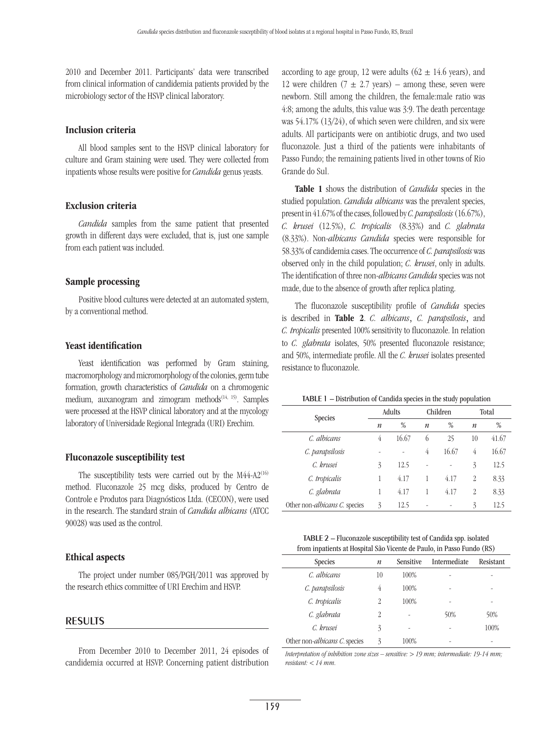2010 and December 2011. Participants' data were transcribed from clinical information of candidemia patients provided by the microbiology sector of the HSVP clinical laboratory.

### Inclusion criteria

All blood samples sent to the HSVP clinical laboratory for culture and Gram staining were used. They were collected from inpatients whose results were positive for *Candida* genus yeasts.

### Exclusion criteria

*Candida* samples from the same patient that presented growth in different days were excluded, that is, just one sample from each patient was included.

### Sample processing

Positive blood cultures were detected at an automated system, by a conventional method.

### Yeast identification

Yeast identification was performed by Gram staining, macromorphology and micromorphology of the colonies, germ tube formation, growth characteristics of *Candida* on a chromogenic medium, auxanogram and zimogram methods[14, 15]. Samples were processed at the HSVP clinical laboratory and at the mycology laboratory of Universidade Regional Integrada (URI) Erechim.

### Fluconazole susceptibility test

The susceptibility tests were carried out by the M44-A2[16] method. Fluconazole 25 mcg disks, produced by Centro de Controle e Produtos para Diagnósticos Ltda. (CECON), were used in the research. The standard strain of *Candida albicans* (ATCC 90028) was used as the control.

### Ethical aspects

The project under number 085/PGH/2011 was approved by the research ethics committee of URI Erechim and HSVP.

## RESULTS

From December 2010 to December 2011, 24 episodes of candidemia occurred at HSVP. Concerning patient distribution according to age group, 12 were adults ($62 \pm 14.6$ years), and 12 were children ($7 \pm 2.7$ years) – among these, seven were newborn. Still among the children, the female:male ratio was 4:8; among the adults, this value was 3:9. The death percentage was 54.17% (13/24), of which seven were children, and six were adults. All participants were on antibiotic drugs, and two used fluconazole. Just a third of the patients were inhabitants of Passo Fundo; the remaining patients lived in other towns of Rio Grande do Sul.

**Table 1** shows the distribution of *Candida* species in the studied population. *Candida albicans* was the prevalent species, present in 41.67% of the cases, followed by *C. parapsilosis* (16.67%), *C. krusei* (12.5%), *C. tropicalis* (8.33%) and *C. glabrata* (8.33%). Non-*albicans Candida* species were responsible for 58.33% of candidemia cases. The occurrence of *C. parapsilosis* was observed only in the child population; *C. krusei*, only in adults. The identification of three non-*albicans Candida* species was not made, due to the absence of growth after replica plating.

The fluconazole susceptibility profile of *Candida* species is described in **Table 2**. *C. albicans*, *C. parapsilosis*, and *C. tropicalis* presented 100% sensitivity to fluconazole. In relation to *C. glabrata* isolates, 50% presented fluconazole resistance; and 50%, intermediate profile. All the *C. krusei* isolates presented resistance to fluconazole.

TABLE 1 – Distribution of Candida species in the study population

| Species | Adults | | Children | | Total | |
|---|---|---|---|---|---|---|
| | *n* | % | *n* | % | *n* | % |
| *C. albicans* | 4 | 16.67 | 6 | 25 | 10 | 41.67 |
| *C. parapsilosis* | - | - | 4 | 16.67 | 4 | 16.67 |
| *C. krusei* | 3 | 12.5 | - | - | 3 | 12.5 |
| *C. tropicalis* | 1 | 4.17 | 1 | 4.17 | 2 | 8.33 |
| *C. glabrata* | 1 | 4.17 | 1 | 4.17 | 2 | 8.33 |
| Other non-*albicans C.* species | 3 | 12.5 | - | - | 3 | 12.5 |

TABLE 2 – Fluconazole susceptibility test of Candida spp. isolated from inpatients at Hospital São Vicente de Paulo, in Passo Fundo (RS)

| Species | *n* | Sensitive | Intermediate | Resistant |
|---|---|---|---|---|
| *C. albicans* | 10 | 100% | - | - |
| *C. parapsilosis* | 4 | 100% | - | - |
| *C. tropicalis* | 2 | 100% | - | - |
| *C. glabrata* | 2 | - | 50% | 50% |
| *C. krusei* | 3 | - | - | 100% |
| Other non-*albicans C.* species | 3 | 100% | - | - |

*Interpretation of inhibition zone sizes – sensitive: > 19 mm; intermediate: 19-14 mm; resistant: < 14 mm.*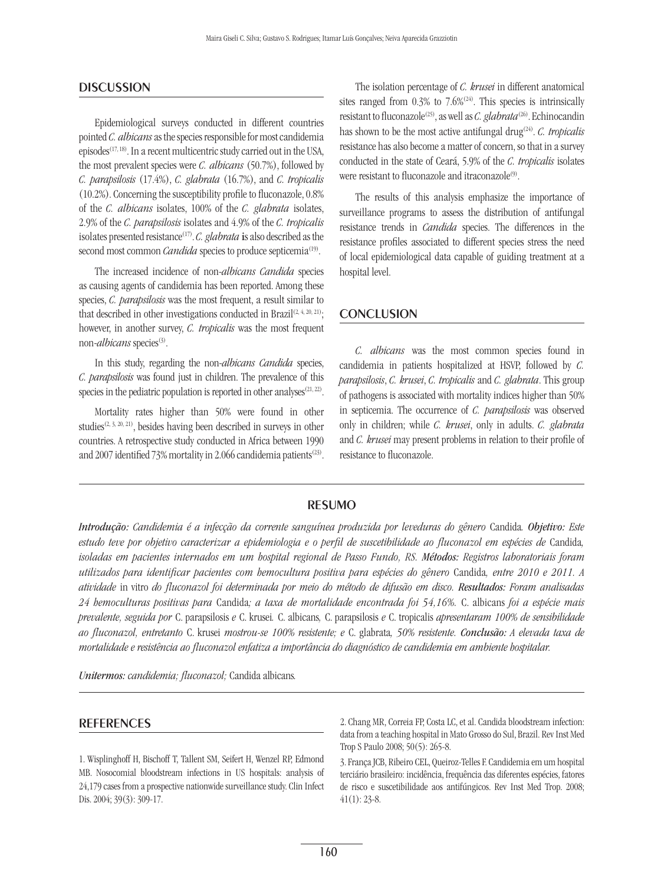## DISCUSSION

Epidemiological surveys conducted in different countries pointed *C. albicans* as the species responsible for most candidemia episodes[17, 18]. In a recent multicentric study carried out in the USA, the most prevalent species were *C. albicans* (50.7%), followed by *C. parapsilosis* (17.4%), *C. glabrata* (16.7%), and *C. tropicalis* (10.2%). Concerning the susceptibility profile to fluconazole, 0.8% of the *C. albicans* isolates, 100% of the *C. glabrata* isolates, 2.9% of the *C. parapsilosis* isolates and 4.9% of the *C. tropicalis* isolates presented resistance[17]. *C. glabrata* **is** also described as the second most common *Candida* species to produce septicemia[19].

The increased incidence of non-*albicans Candida* species as causing agents of candidemia has been reported. Among these species, *C. parapsilosis* was the most frequent, a result similar to that described in other investigations conducted in Brazil[2, 4, 20, 21]; however, in another survey, *C. tropicalis* was the most frequent non-*albicans* species[3].

In this study, regarding the non-*albicans Candida* species, *C. parapsilosis* was found just in children. The prevalence of this species in the pediatric population is reported in other analyses[21, 22].

Mortality rates higher than 50% were found in other studies[2, 3, 20, 21], besides having been described in surveys in other countries. A retrospective study conducted in Africa between 1990 and 2007 identified 73% mortality in 2.066 candidemia patients[23].

The isolation percentage of *C. krusei* in different anatomical sites ranged from 0.3% to 7.6%[24]. This species is intrinsically resistant to fluconazole[25], as well as *C. glabrata*[26]. Echinocandin has shown to be the most active antifungal drug[24]. *C. tropicalis* resistance has also become a matter of concern, so that in a survey conducted in the state of Ceará, 5.9% of the *C. tropicalis* isolates were resistant to fluconazole and itraconazole[9].

The results of this analysis emphasize the importance of surveillance programs to assess the distribution of antifungal resistance trends in *Candida* species. The differences in the resistance profiles associated to different species stress the need of local epidemiological data capable of guiding treatment at a hospital level.

## CONCLUSION

*C. albicans* was the most common species found in candidemia in patients hospitalized at HSVP, followed by *C. parapsilosis*, *C. krusei*, *C. tropicalis* and *C. glabrata*. This group of pathogens is associated with mortality indices higher than 50% in septicemia. The occurrence of *C. parapsilosis* was observed only in children; while *C. krusei*, only in adults. *C. glabrata* and *C. krusei* may present problems in relation to their profile of resistance to fluconazole.

## RESUMO

***Introdução:*** *Candidemia é a infecção da corrente sanguínea produzida por leveduras do gênero* Candida*.* ***Objetivo:*** *Este estudo teve por objetivo caracterizar a epidemiologia e o perfil de suscetibilidade ao fluconazol em espécies de* Candida*, isoladas em pacientes internados em um hospital regional de Passo Fundo, RS.* ***Métodos:*** *Registros laboratoriais foram utilizados para identificar pacientes com hemocultura positiva para espécies do gênero* Candida*, entre 2010 e 2011. A atividade* in vitro *do fluconazol foi determinada por meio do método de difusão em disco.* ***Resultados:*** *Foram analisadas 24 hemoculturas positivas para* Candida*; a taxa de mortalidade encontrada foi 54,16%.* C. albicans *foi a espécie mais prevalente, seguida por* C. parapsilosis *e* C. krusei*.* C. albicans*,* C. parapsilosis *e* C. tropicalis *apresentaram 100% de sensibilidade ao fluconazol, entretanto* C. krusei *mostrou-se 100% resistente; e* C. glabrata*, 50% resistente.* ***Conclusão:*** *A elevada taxa de mortalidade e resistência ao fluconazol enfatiza a importância do diagnóstico de candidemia em ambiente hospitalar.*

***Unitermos:*** *candidemia; fluconazol;* Candida albicans*.*

## REFERENCES

1. Wisplinghoff H, Bischoff T, Tallent SM, Seifert H, Wenzel RP, Edmond MB. Nosocomial bloodstream infections in US hospitals: analysis of 24,179 cases from a prospective nationwide surveillance study. Clin Infect Dis. 2004; 39(3): 309-17.

2. Chang MR, Correia FP, Costa LC, et al. Candida bloodstream infection: data from a teaching hospital in Mato Grosso do Sul, Brazil. Rev Inst Med Trop S Paulo 2008; 50(5): 265-8.

3. França JCB, Ribeiro CEL, Queiroz-Telles F. Candidemia em um hospital terciário brasileiro: incidência, frequência das diferentes espécies, fatores de risco e suscetibilidade aos antifúngicos. Rev Inst Med Trop. 2008; 41(1): 23-8.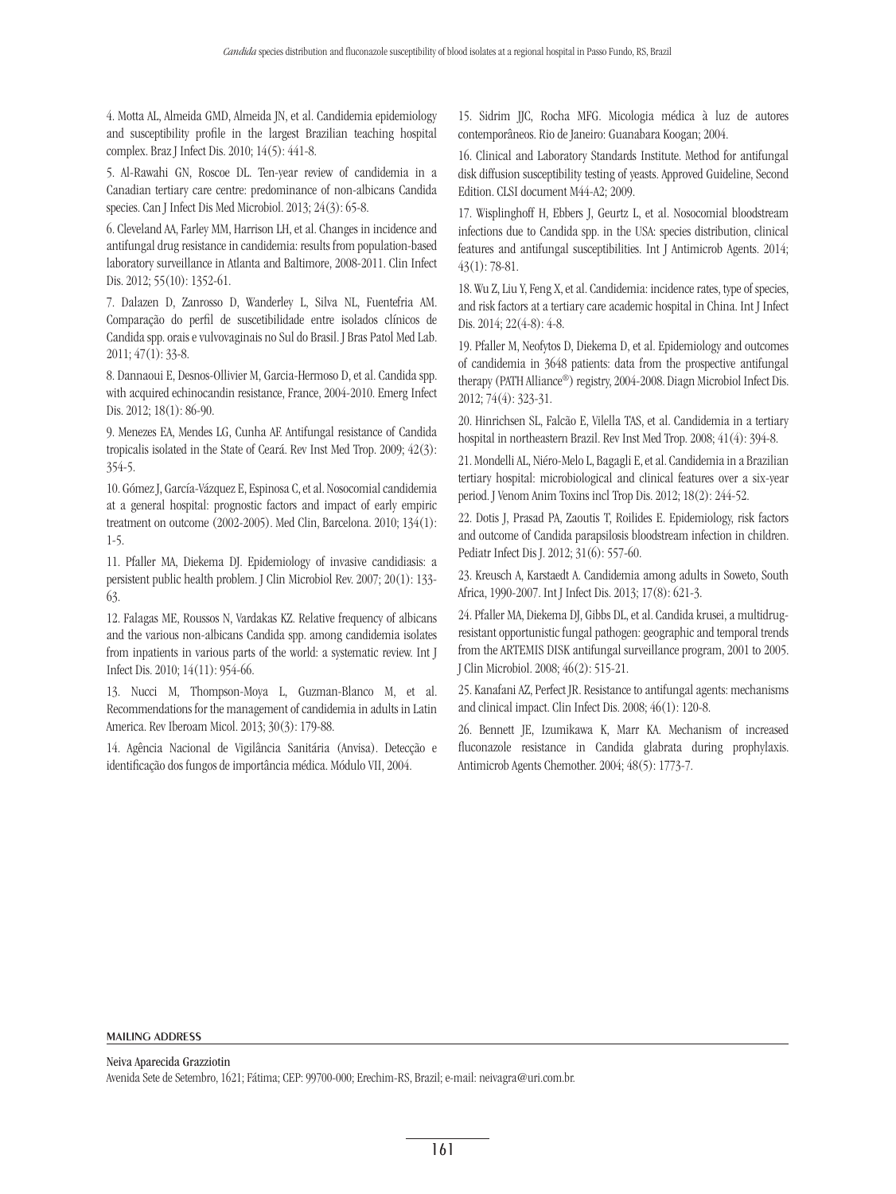4. Motta AL, Almeida GMD, Almeida JN, et al. Candidemia epidemiology and susceptibility profile in the largest Brazilian teaching hospital complex. Braz J Infect Dis. 2010; 14(5): 441-8.

5. Al-Rawahi GN, Roscoe DL. Ten-year review of candidemia in a Canadian tertiary care centre: predominance of non-albicans Candida species. Can J Infect Dis Med Microbiol. 2013; 24(3): 65-8.

6. Cleveland AA, Farley MM, Harrison LH, et al. Changes in incidence and antifungal drug resistance in candidemia: results from population-based laboratory surveillance in Atlanta and Baltimore, 2008-2011. Clin Infect Dis. 2012; 55(10): 1352-61.

7. Dalazen D, Zanrosso D, Wanderley L, Silva NL, Fuentefria AM. Comparação do perfil de suscetibilidade entre isolados clínicos de Candida spp. orais e vulvovaginais no Sul do Brasil. J Bras Patol Med Lab. 2011; 47(1): 33-8.

8. Dannaoui E, Desnos-Ollivier M, Garcia-Hermoso D, et al. Candida spp. with acquired echinocandin resistance, France, 2004-2010. Emerg Infect Dis. 2012; 18(1): 86-90.

9. Menezes EA, Mendes LG, Cunha AF. Antifungal resistance of Candida tropicalis isolated in the State of Ceará. Rev Inst Med Trop. 2009; 42(3): 354-5.

10. Gómez J, García-Vázquez E, Espinosa C, et al. Nosocomial candidemia at a general hospital: prognostic factors and impact of early empiric treatment on outcome (2002-2005). Med Clin, Barcelona. 2010; 134(1): 1-5.

11. Pfaller MA, Diekema DJ. Epidemiology of invasive candidiasis: a persistent public health problem. J Clin Microbiol Rev. 2007; 20(1): 133-63.

12. Falagas ME, Roussos N, Vardakas KZ. Relative frequency of albicans and the various non-albicans Candida spp. among candidemia isolates from inpatients in various parts of the world: a systematic review. Int J Infect Dis. 2010; 14(11): 954-66.

13. Nucci M, Thompson-Moya L, Guzman-Blanco M, et al. Recommendations for the management of candidemia in adults in Latin America. Rev Iberoam Micol. 2013; 30(3): 179-88.

14. Agência Nacional de Vigilância Sanitária (Anvisa). Detecção e identificação dos fungos de importância médica. Módulo VII, 2004.

15. Sidrim JJC, Rocha MFG. Micologia médica à luz de autores contemporâneos. Rio de Janeiro: Guanabara Koogan; 2004.

16. Clinical and Laboratory Standards Institute. Method for antifungal disk diffusion susceptibility testing of yeasts. Approved Guideline, Second Edition. CLSI document M44-A2; 2009.

17. Wisplinghoff H, Ebbers J, Geurtz L, et al. Nosocomial bloodstream infections due to Candida spp. in the USA: species distribution, clinical features and antifungal susceptibilities. Int J Antimicrob Agents. 2014; 43(1): 78-81.

18. Wu Z, Liu Y, Feng X, et al. Candidemia: incidence rates, type of species, and risk factors at a tertiary care academic hospital in China. Int J Infect Dis. 2014; 22(4-8): 4-8.

19. Pfaller M, Neofytos D, Diekema D, et al. Epidemiology and outcomes of candidemia in 3648 patients: data from the prospective antifungal therapy (PATH Alliance®) registry, 2004-2008. Diagn Microbiol Infect Dis. 2012; 74(4): 323-31.

20. Hinrichsen SL, Falcão E, Vilella TAS, et al. Candidemia in a tertiary hospital in northeastern Brazil. Rev Inst Med Trop. 2008; 41(4): 394-8.

21. Mondelli AL, Niéro-Melo L, Bagagli E, et al. Candidemia in a Brazilian tertiary hospital: microbiological and clinical features over a six-year period. J Venom Anim Toxins incl Trop Dis. 2012; 18(2): 244-52.

22. Dotis J, Prasad PA, Zaoutis T, Roilides E. Epidemiology, risk factors and outcome of Candida parapsilosis bloodstream infection in children. Pediatr Infect Dis J. 2012; 31(6): 557-60.

23. Kreusch A, Karstaedt A. Candidemia among adults in Soweto, South Africa, 1990-2007. Int J Infect Dis. 2013; 17(8): 621-3.

24. Pfaller MA, Diekema DJ, Gibbs DL, et al. Candida krusei, a multidrug-resistant opportunistic fungal pathogen: geographic and temporal trends from the ARTEMIS DISK antifungal surveillance program, 2001 to 2005. J Clin Microbiol. 2008; 46(2): 515-21.

25. Kanafani AZ, Perfect JR. Resistance to antifungal agents: mechanisms and clinical impact. Clin Infect Dis. 2008; 46(1): 120-8.

26. Bennett JE, Izumikawa K, Marr KA. Mechanism of increased fluconazole resistance in Candida glabrata during prophylaxis. Antimicrob Agents Chemother. 2004; 48(5): 1773-7.

**MAILING ADDRESS**

Neiva Aparecida Grazziotin

Avenida Sete de Setembro, 1621; Fátima; CEP: 99700-000; Erechim-RS, Brazil; e-mail: neivagra@uri.com.br.